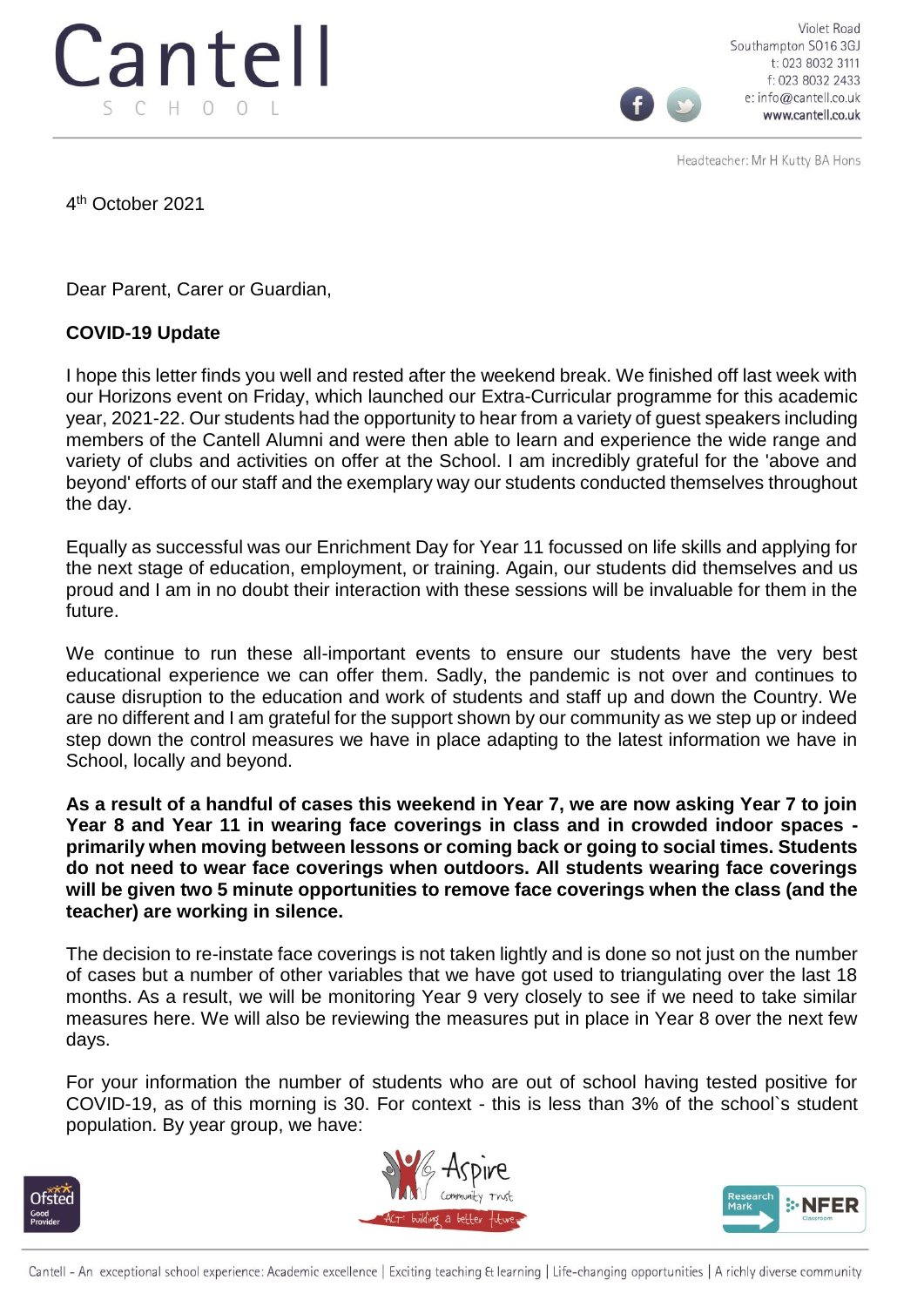# Cantell School

Violet Road
Southampton SO16 3GJ
t: 023 8032 3111
f: 023 8032 2433
e: info@cantell.co.uk
www.cantell.co.uk

Headteacher: Mr H Kutty BA Hons

4th October 2021

Dear Parent, Carer or Guardian,

**COVID-19 Update**

I hope this letter finds you well and rested after the weekend break. We finished off last week with our Horizons event on Friday, which launched our Extra-Curricular programme for this academic year, 2021-22. Our students had the opportunity to hear from a variety of guest speakers including members of the Cantell Alumni and were then able to learn and experience the wide range and variety of clubs and activities on offer at the School. I am incredibly grateful for the 'above and beyond' efforts of our staff and the exemplary way our students conducted themselves throughout the day.

Equally as successful was our Enrichment Day for Year 11 focussed on life skills and applying for the next stage of education, employment, or training. Again, our students did themselves and us proud and I am in no doubt their interaction with these sessions will be invaluable for them in the future.

We continue to run these all-important events to ensure our students have the very best educational experience we can offer them. Sadly, the pandemic is not over and continues to cause disruption to the education and work of students and staff up and down the Country. We are no different and I am grateful for the support shown by our community as we step up or indeed step down the control measures we have in place adapting to the latest information we have in School, locally and beyond.

**As a result of a handful of cases this weekend in Year 7, we are now asking Year 7 to join Year 8 and Year 11 in wearing face coverings in class and in crowded indoor spaces - primarily when moving between lessons or coming back or going to social times. Students do not need to wear face coverings when outdoors. All students wearing face coverings will be given two 5 minute opportunities to remove face coverings when the class (and the teacher) are working in silence.**

The decision to re-instate face coverings is not taken lightly and is done so not just on the number of cases but a number of other variables that we have got used to triangulating over the last 18 months. As a result, we will be monitoring Year 9 very closely to see if we need to take similar measures here. We will also be reviewing the measures put in place in Year 8 over the next few days.

For your information the number of students who are out of school having tested positive for COVID-19, as of this morning is 30. For context - this is less than 3% of the school`s student population. By year group, we have: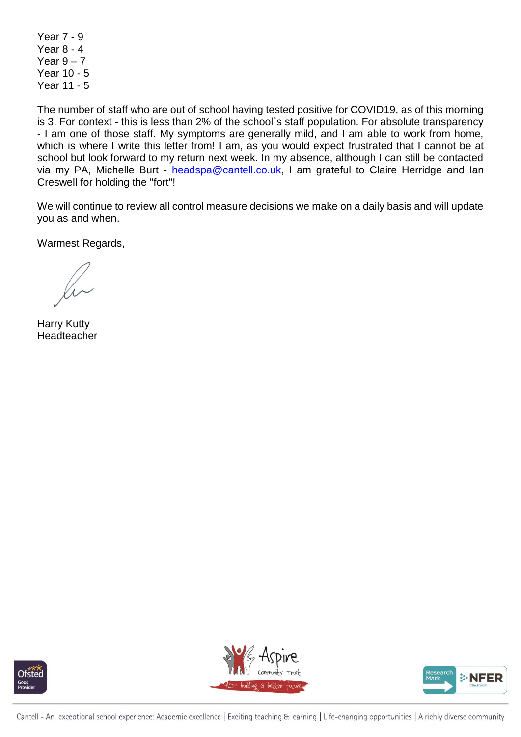Year 7 - 9
Year 8 - 4
Year 9 – 7
Year 10 - 5
Year 11 - 5

The number of staff who are out of school having tested positive for COVID19, as of this morning is 3. For context - this is less than 2% of the school`s staff population. For absolute transparency - I am one of those staff. My symptoms are generally mild, and I am able to work from home, which is where I write this letter from! I am, as you would expect frustrated that I cannot be at school but look forward to my return next week. In my absence, although I can still be contacted via my PA, Michelle Burt - headspa@cantell.co.uk, I am grateful to Claire Herridge and Ian Creswell for holding the "fort"!

We will continue to review all control measure decisions we make on a daily basis and will update you as and when.

Warmest Regards,

Harry Kutty
Headteacher